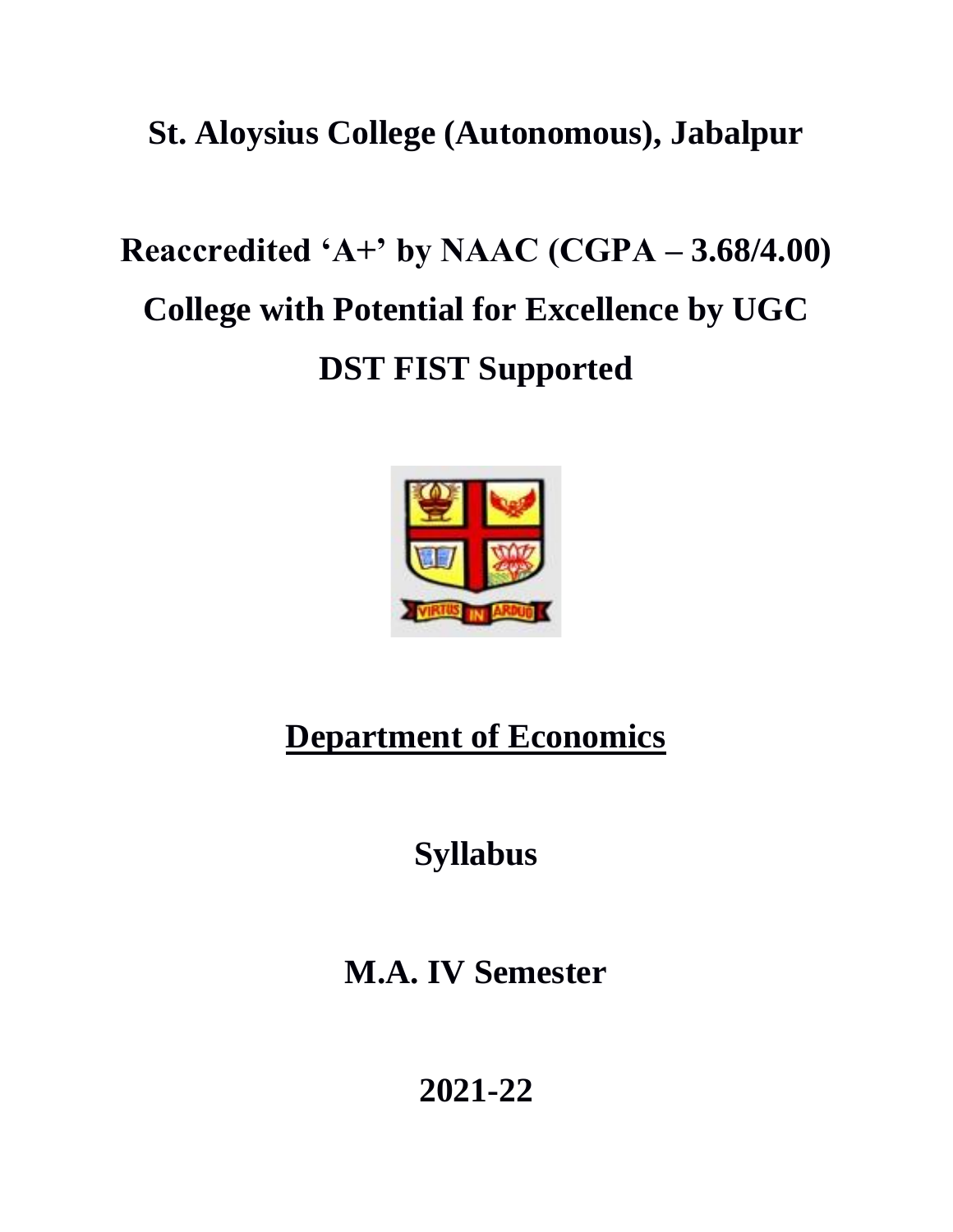# St. Aloysius College (Autonomous), Jabalpur

## Reaccredited 'A+' by NAAC (CGPA – 3.68/4.00)

## College with Potential for Excellence by UGC

## DST FIST Supported

## Department of Economics

## Syllabus

## M.A. IV Semester

## 2021-22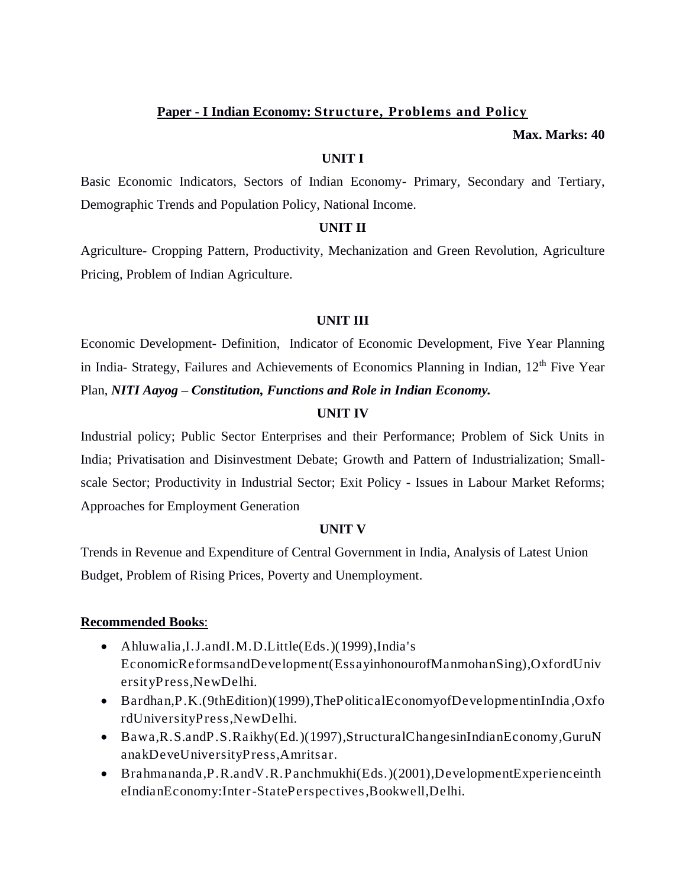## Paper - I Indian Economy: Structure, Problems and Policy

**Max. Marks: 40**

### UNIT I

Basic Economic Indicators, Sectors of Indian Economy- Primary, Secondary and Tertiary, Demographic Trends and Population Policy, National Income.

### UNIT II

Agriculture- Cropping Pattern, Productivity, Mechanization and Green Revolution, Agriculture Pricing, Problem of Indian Agriculture.

### UNIT III

Economic Development- Definition, Indicator of Economic Development, Five Year Planning in India- Strategy, Failures and Achievements of Economics Planning in Indian, 12th Five Year Plan, ***NITI Aayog – Constitution, Functions and Role in Indian Economy.***

### UNIT IV

Industrial policy; Public Sector Enterprises and their Performance; Problem of Sick Units in India; Privatisation and Disinvestment Debate; Growth and Pattern of Industrialization; Small-scale Sector; Productivity in Industrial Sector; Exit Policy - Issues in Labour Market Reforms; Approaches for Employment Generation

### UNIT V

Trends in Revenue and Expenditure of Central Government in India, Analysis of Latest Union Budget, Problem of Rising Prices, Poverty and Unemployment.

**Recommended Books**:

- Ahluwalia,I.J.andI.M.D.Little(Eds.)(1999),India's EconomicReformsandDevelopment(EssayinhonourofManmohanSing),OxfordUniversityPress,NewDelhi.
- Bardhan,P.K.(9thEdition)(1999),ThePoliticalEconomyofDevelopmentinIndia,OxfordUniversityPress,NewDelhi.
- Bawa,R.S.andP.S.Raikhy(Ed.)(1997),StructuralChangesinIndianEconomy,GuruNanakDeveUniversityPress,Amritsar.
- Brahmananda,P.R.andV.R.Panchmukhi(Eds.)(2001),DevelopmentExperienceintheIndianEconomy:Inter-StatePerspectives,Bookwell,Delhi.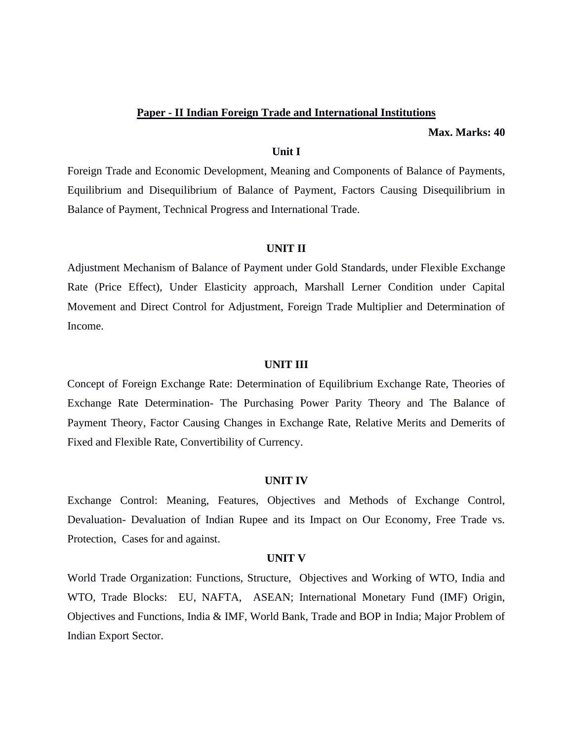## Paper - II Indian Foreign Trade and International Institutions

**Max. Marks: 40**

### Unit I

Foreign Trade and Economic Development, Meaning and Components of Balance of Payments, Equilibrium and Disequilibrium of Balance of Payment, Factors Causing Disequilibrium in Balance of Payment, Technical Progress and International Trade.

### UNIT II

Adjustment Mechanism of Balance of Payment under Gold Standards, under Flexible Exchange Rate (Price Effect), Under Elasticity approach, Marshall Lerner Condition under Capital Movement and Direct Control for Adjustment, Foreign Trade Multiplier and Determination of Income.

### UNIT III

Concept of Foreign Exchange Rate: Determination of Equilibrium Exchange Rate, Theories of Exchange Rate Determination- The Purchasing Power Parity Theory and The Balance of Payment Theory, Factor Causing Changes in Exchange Rate, Relative Merits and Demerits of Fixed and Flexible Rate, Convertibility of Currency.

### UNIT IV

Exchange Control: Meaning, Features, Objectives and Methods of Exchange Control, Devaluation- Devaluation of Indian Rupee and its Impact on Our Economy, Free Trade vs. Protection, Cases for and against.

### UNIT V

World Trade Organization: Functions, Structure, Objectives and Working of WTO, India and WTO, Trade Blocks: EU, NAFTA, ASEAN; International Monetary Fund (IMF) Origin, Objectives and Functions, India & IMF, World Bank, Trade and BOP in India; Major Problem of Indian Export Sector.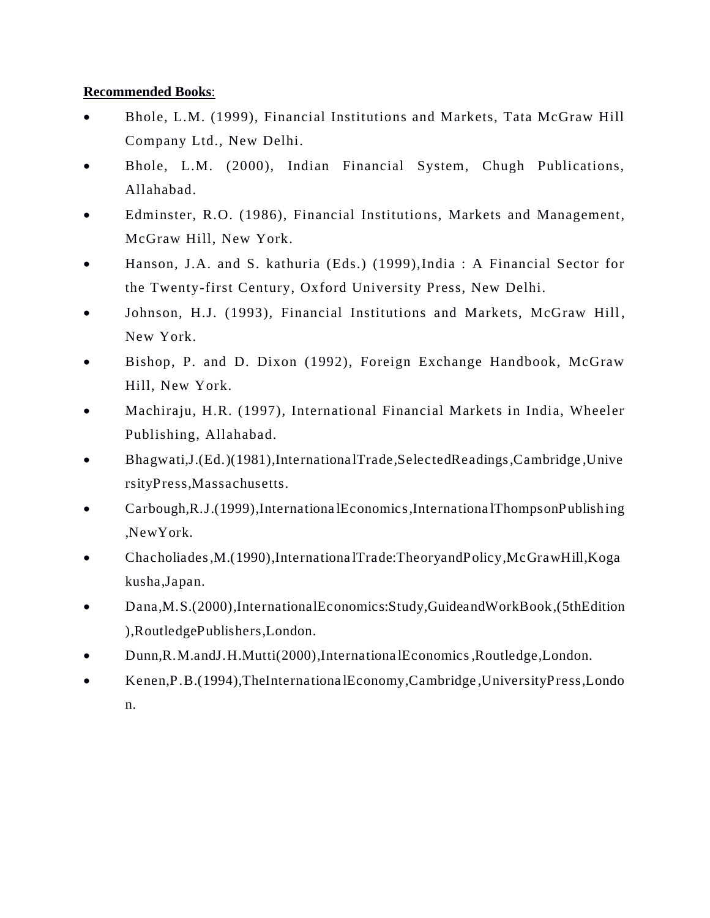**Recommended Books**:

- Bhole, L.M. (1999), Financial Institutions and Markets, Tata McGraw Hill Company Ltd., New Delhi.
- Bhole, L.M. (2000), Indian Financial System, Chugh Publications, Allahabad.
- Edminster, R.O. (1986), Financial Institutions, Markets and Management, McGraw Hill, New York.
- Hanson, J.A. and S. kathuria (Eds.) (1999),India : A Financial Sector for the Twenty-first Century, Oxford University Press, New Delhi.
- Johnson, H.J. (1993), Financial Institutions and Markets, McGraw Hill, New York.
- Bishop, P. and D. Dixon (1992), Foreign Exchange Handbook, McGraw Hill, New York.
- Machiraju, H.R. (1997), International Financial Markets in India, Wheeler Publishing, Allahabad.
- Bhagwati,J.(Ed.)(1981),InternationalTrade,SelectedReadings,Cambridge,UniversityPress,Massachusetts.
- Carbough,R.J.(1999),InternationalEconomics,InternationalThompsonPublishing,NewYork.
- Chacholiades,M.(1990),InternationalTrade:TheoryandPolicy,McGrawHill,Kogakusha,Japan.
- Dana,M.S.(2000),InternationalEconomics:Study,GuideandWorkBook,(5thEdition),RoutledgePublishers,London.
- Dunn,R.M.andJ.H.Mutti(2000),InternationalEconomics,Routledge,London.
- Kenen,P.B.(1994),TheInternationalEconomy,Cambridge,UniversityPress,London.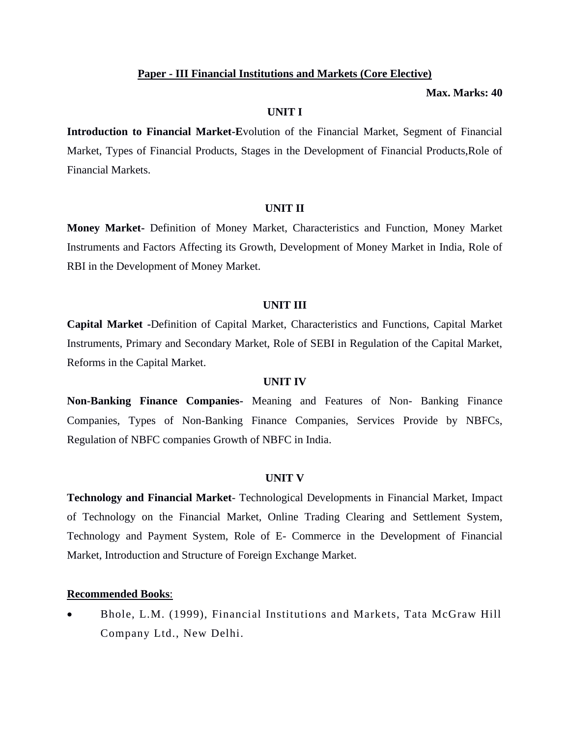## Paper - III Financial Institutions and Markets (Core Elective)

**Max. Marks: 40**

### UNIT I

**Introduction to Financial Market-E**volution of the Financial Market, Segment of Financial Market, Types of Financial Products, Stages in the Development of Financial Products,Role of Financial Markets.

### UNIT II

**Money Market-** Definition of Money Market, Characteristics and Function, Money Market Instruments and Factors Affecting its Growth, Development of Money Market in India, Role of RBI in the Development of Money Market.

### UNIT III

**Capital Market -**Definition of Capital Market, Characteristics and Functions, Capital Market Instruments, Primary and Secondary Market, Role of SEBI in Regulation of the Capital Market, Reforms in the Capital Market.

### UNIT IV

**Non-Banking Finance Companies-** Meaning and Features of Non- Banking Finance Companies, Types of Non-Banking Finance Companies, Services Provide by NBFCs, Regulation of NBFC companies Growth of NBFC in India.

### UNIT V

**Technology and Financial Market**- Technological Developments in Financial Market, Impact of Technology on the Financial Market, Online Trading Clearing and Settlement System, Technology and Payment System, Role of E- Commerce in the Development of Financial Market, Introduction and Structure of Foreign Exchange Market.

**Recommended Books**:

- Bhole, L.M. (1999), Financial Institutions and Markets, Tata McGraw Hill Company Ltd., New Delhi.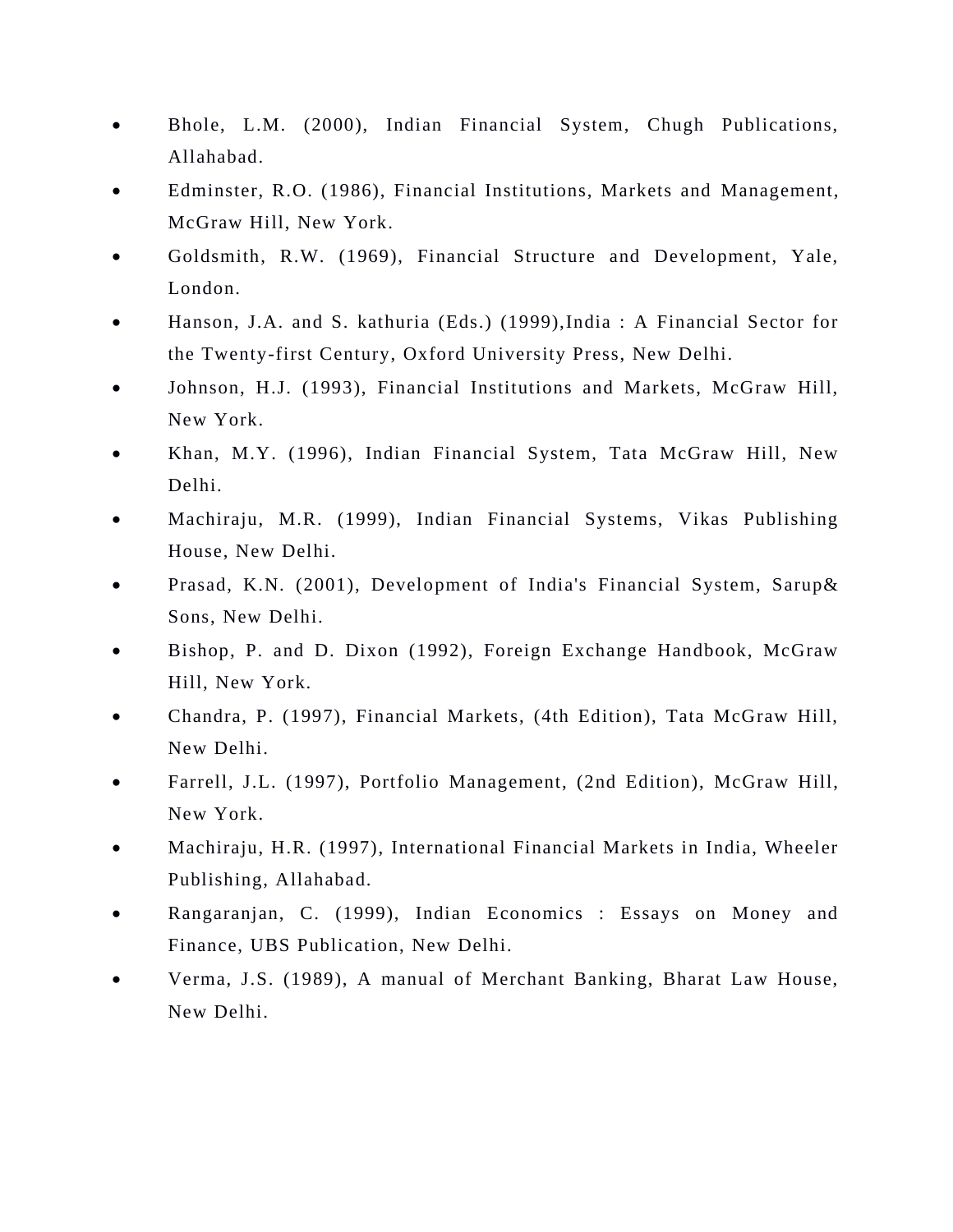- Bhole, L.M. (2000), Indian Financial System, Chugh Publications, Allahabad.
- Edminster, R.O. (1986), Financial Institutions, Markets and Management, McGraw Hill, New York.
- Goldsmith, R.W. (1969), Financial Structure and Development, Yale, London.
- Hanson, J.A. and S. kathuria (Eds.) (1999),India : A Financial Sector for the Twenty-first Century, Oxford University Press, New Delhi.
- Johnson, H.J. (1993), Financial Institutions and Markets, McGraw Hill, New York.
- Khan, M.Y. (1996), Indian Financial System, Tata McGraw Hill, New Delhi.
- Machiraju, M.R. (1999), Indian Financial Systems, Vikas Publishing House, New Delhi.
- Prasad, K.N. (2001), Development of India's Financial System, Sarup& Sons, New Delhi.
- Bishop, P. and D. Dixon (1992), Foreign Exchange Handbook, McGraw Hill, New York.
- Chandra, P. (1997), Financial Markets, (4th Edition), Tata McGraw Hill, New Delhi.
- Farrell, J.L. (1997), Portfolio Management, (2nd Edition), McGraw Hill, New York.
- Machiraju, H.R. (1997), International Financial Markets in India, Wheeler Publishing, Allahabad.
- Rangaranjan, C. (1999), Indian Economics : Essays on Money and Finance, UBS Publication, New Delhi.
- Verma, J.S. (1989), A manual of Merchant Banking, Bharat Law House, New Delhi.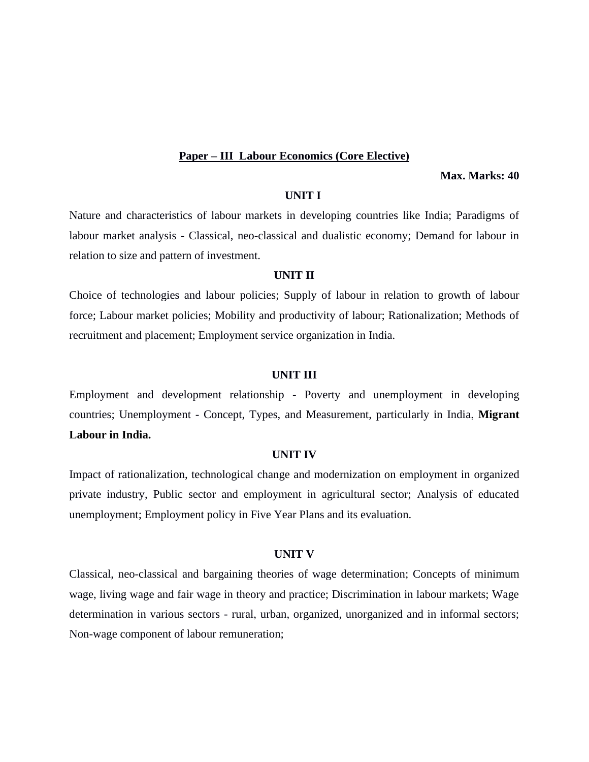## Paper – III Labour Economics (Core Elective)

**Max. Marks: 40**

### UNIT I

Nature and characteristics of labour markets in developing countries like India; Paradigms of labour market analysis - Classical, neo-classical and dualistic economy; Demand for labour in relation to size and pattern of investment.

### UNIT II

Choice of technologies and labour policies; Supply of labour in relation to growth of labour force; Labour market policies; Mobility and productivity of labour; Rationalization; Methods of recruitment and placement; Employment service organization in India.

### UNIT III

Employment and development relationship - Poverty and unemployment in developing countries; Unemployment - Concept, Types, and Measurement, particularly in India, **Migrant Labour in India.**

### UNIT IV

Impact of rationalization, technological change and modernization on employment in organized private industry, Public sector and employment in agricultural sector; Analysis of educated unemployment; Employment policy in Five Year Plans and its evaluation.

### UNIT V

Classical, neo-classical and bargaining theories of wage determination; Concepts of minimum wage, living wage and fair wage in theory and practice; Discrimination in labour markets; Wage determination in various sectors - rural, urban, organized, unorganized and in informal sectors; Non-wage component of labour remuneration;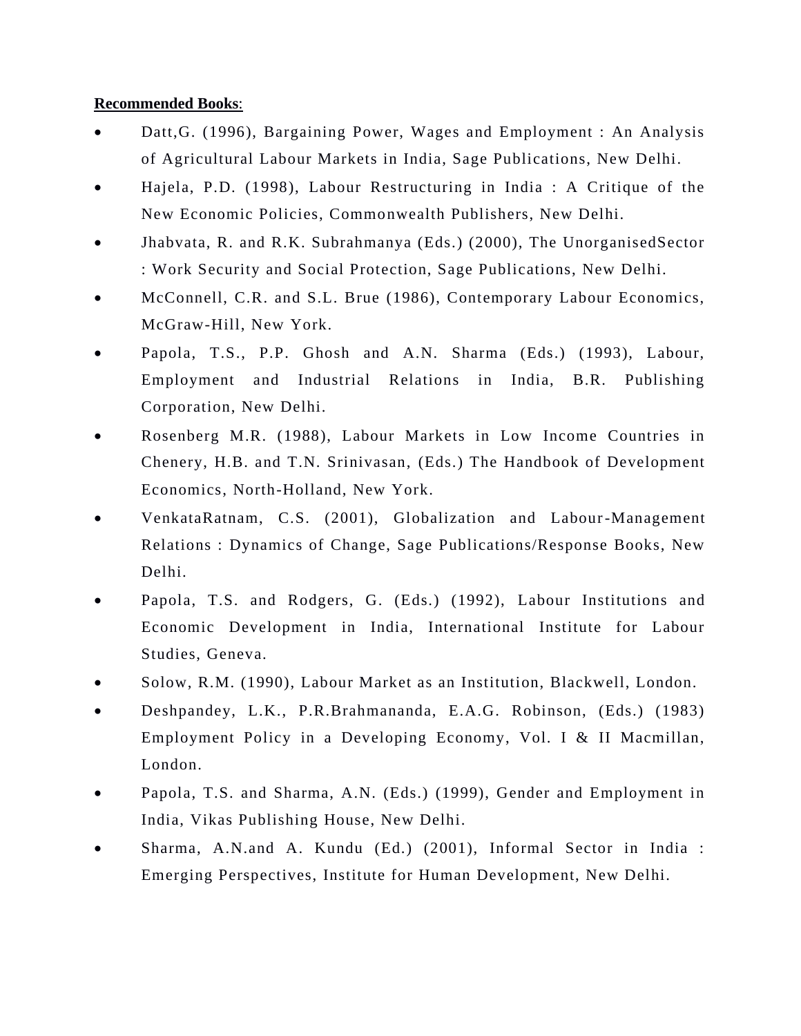**Recommended Books**:

- Datt,G. (1996), Bargaining Power, Wages and Employment : An Analysis of Agricultural Labour Markets in India, Sage Publications, New Delhi.
- Hajela, P.D. (1998), Labour Restructuring in India : A Critique of the New Economic Policies, Commonwealth Publishers, New Delhi.
- Jhabvata, R. and R.K. Subrahmanya (Eds.) (2000), The UnorganisedSector : Work Security and Social Protection, Sage Publications, New Delhi.
- McConnell, C.R. and S.L. Brue (1986), Contemporary Labour Economics, McGraw-Hill, New York.
- Papola, T.S., P.P. Ghosh and A.N. Sharma (Eds.) (1993), Labour, Employment and Industrial Relations in India, B.R. Publishing Corporation, New Delhi.
- Rosenberg M.R. (1988), Labour Markets in Low Income Countries in Chenery, H.B. and T.N. Srinivasan, (Eds.) The Handbook of Development Economics, North-Holland, New York.
- VenkataRatnam, C.S. (2001), Globalization and Labour-Management Relations : Dynamics of Change, Sage Publications/Response Books, New Delhi.
- Papola, T.S. and Rodgers, G. (Eds.) (1992), Labour Institutions and Economic Development in India, International Institute for Labour Studies, Geneva.
- Solow, R.M. (1990), Labour Market as an Institution, Blackwell, London.
- Deshpandey, L.K., P.R.Brahmananda, E.A.G. Robinson, (Eds.) (1983) Employment Policy in a Developing Economy, Vol. I & II Macmillan, London.
- Papola, T.S. and Sharma, A.N. (Eds.) (1999), Gender and Employment in India, Vikas Publishing House, New Delhi.
- Sharma, A.N.and A. Kundu (Ed.) (2001), Informal Sector in India : Emerging Perspectives, Institute for Human Development, New Delhi.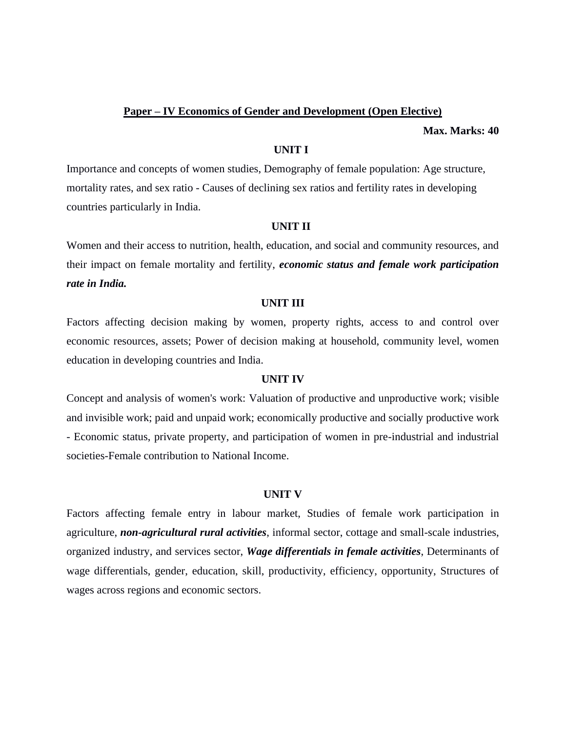## Paper – IV Economics of Gender and Development (Open Elective)

**Max. Marks: 40**

### UNIT I

Importance and concepts of women studies, Demography of female population: Age structure, mortality rates, and sex ratio - Causes of declining sex ratios and fertility rates in developing countries particularly in India.

### UNIT II

Women and their access to nutrition, health, education, and social and community resources, and their impact on female mortality and fertility, ***economic status and female work participation rate in India.***

### UNIT III

Factors affecting decision making by women, property rights, access to and control over economic resources, assets; Power of decision making at household, community level, women education in developing countries and India.

### UNIT IV

Concept and analysis of women's work: Valuation of productive and unproductive work; visible and invisible work; paid and unpaid work; economically productive and socially productive work - Economic status, private property, and participation of women in pre-industrial and industrial societies-Female contribution to National Income.

### UNIT V

Factors affecting female entry in labour market, Studies of female work participation in agriculture, ***non-agricultural rural activities***, informal sector, cottage and small-scale industries, organized industry, and services sector, ***Wage differentials in female activities***, Determinants of wage differentials, gender, education, skill, productivity, efficiency, opportunity, Structures of wages across regions and economic sectors.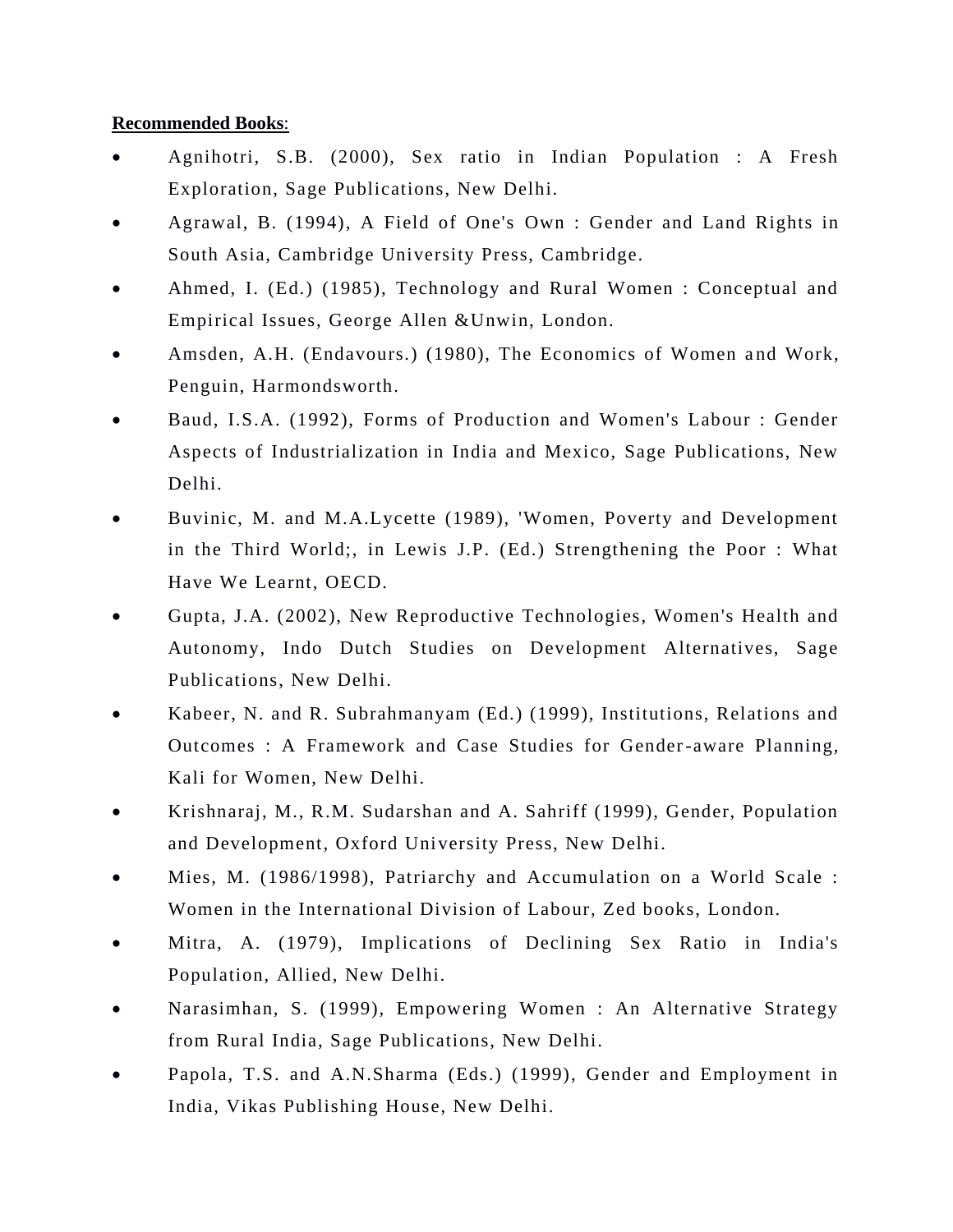**Recommended Books**:

- Agnihotri, S.B. (2000), Sex ratio in Indian Population : A Fresh Exploration, Sage Publications, New Delhi.
- Agrawal, B. (1994), A Field of One's Own : Gender and Land Rights in South Asia, Cambridge University Press, Cambridge.
- Ahmed, I. (Ed.) (1985), Technology and Rural Women : Conceptual and Empirical Issues, George Allen &Unwin, London.
- Amsden, A.H. (Endavours.) (1980), The Economics of Women and Work, Penguin, Harmondsworth.
- Baud, I.S.A. (1992), Forms of Production and Women's Labour : Gender Aspects of Industrialization in India and Mexico, Sage Publications, New Delhi.
- Buvinic, M. and M.A.Lycette (1989), 'Women, Poverty and Development in the Third World;, in Lewis J.P. (Ed.) Strengthening the Poor : What Have We Learnt, OECD.
- Gupta, J.A. (2002), New Reproductive Technologies, Women's Health and Autonomy, Indo Dutch Studies on Development Alternatives, Sage Publications, New Delhi.
- Kabeer, N. and R. Subrahmanyam (Ed.) (1999), Institutions, Relations and Outcomes : A Framework and Case Studies for Gender-aware Planning, Kali for Women, New Delhi.
- Krishnaraj, M., R.M. Sudarshan and A. Sahriff (1999), Gender, Population and Development, Oxford University Press, New Delhi.
- Mies, M. (1986/1998), Patriarchy and Accumulation on a World Scale : Women in the International Division of Labour, Zed books, London.
- Mitra, A. (1979), Implications of Declining Sex Ratio in India's Population, Allied, New Delhi.
- Narasimhan, S. (1999), Empowering Women : An Alternative Strategy from Rural India, Sage Publications, New Delhi.
- Papola, T.S. and A.N.Sharma (Eds.) (1999), Gender and Employment in India, Vikas Publishing House, New Delhi.